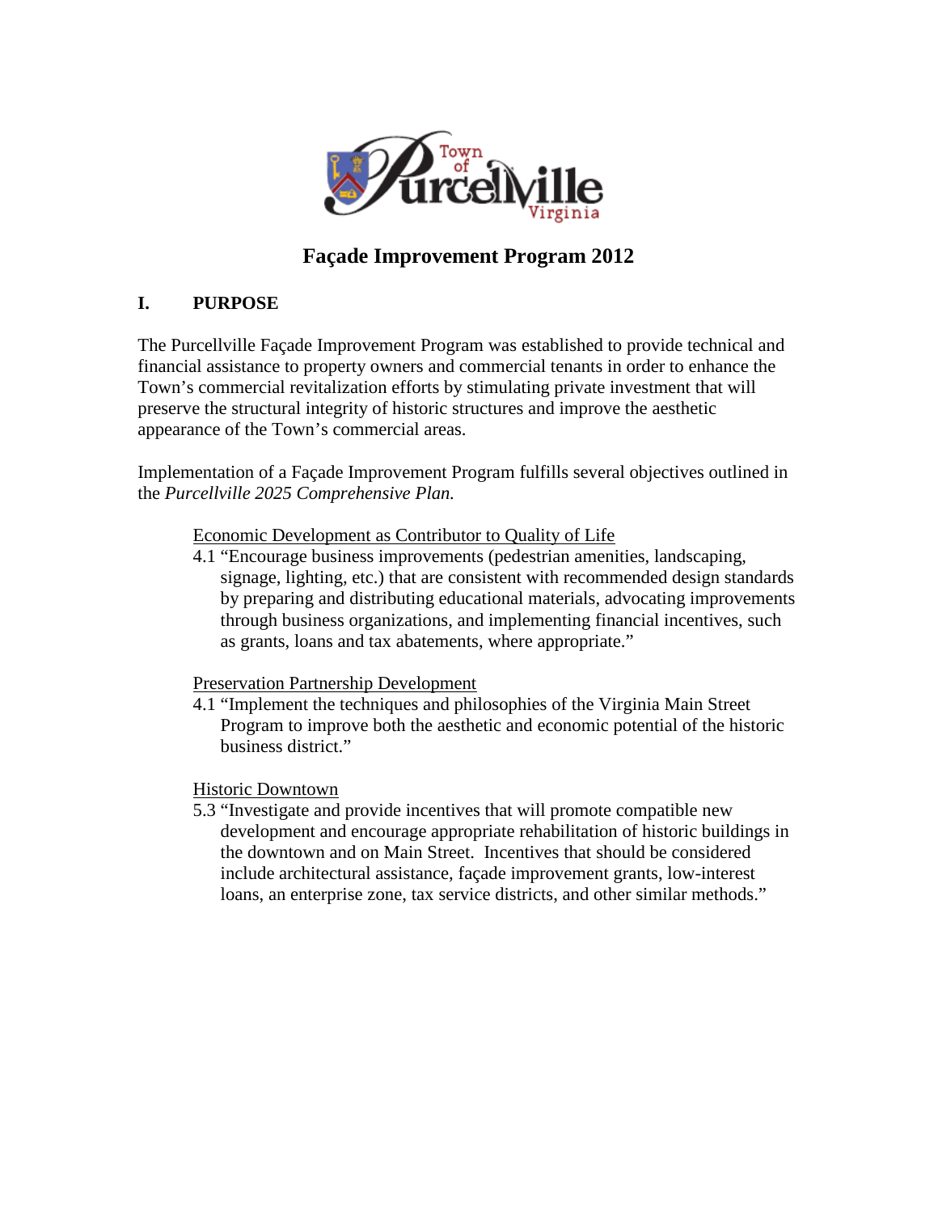# Façade Improvement Program 2012

## I. PURPOSE

The Purcellville Façade Improvement Program was established to provide technical and financial assistance to property owners and commercial tenants in order to enhance the Town's commercial revitalization efforts by stimulating private investment that will preserve the structural integrity of historic structures and improve the aesthetic appearance of the Town's commercial areas.

Implementation of a Façade Improvement Program fulfills several objectives outlined in the *Purcellville 2025 Comprehensive Plan.*

<u>Economic Development as Contributor to Quality of Life</u>

4.1 "Encourage business improvements (pedestrian amenities, landscaping, signage, lighting, etc.) that are consistent with recommended design standards by preparing and distributing educational materials, advocating improvements through business organizations, and implementing financial incentives, such as grants, loans and tax abatements, where appropriate."

<u>Preservation Partnership Development</u>

4.1 "Implement the techniques and philosophies of the Virginia Main Street Program to improve both the aesthetic and economic potential of the historic business district."

<u>Historic Downtown</u>

5.3 "Investigate and provide incentives that will promote compatible new development and encourage appropriate rehabilitation of historic buildings in the downtown and on Main Street. Incentives that should be considered include architectural assistance, façade improvement grants, low-interest loans, an enterprise zone, tax service districts, and other similar methods."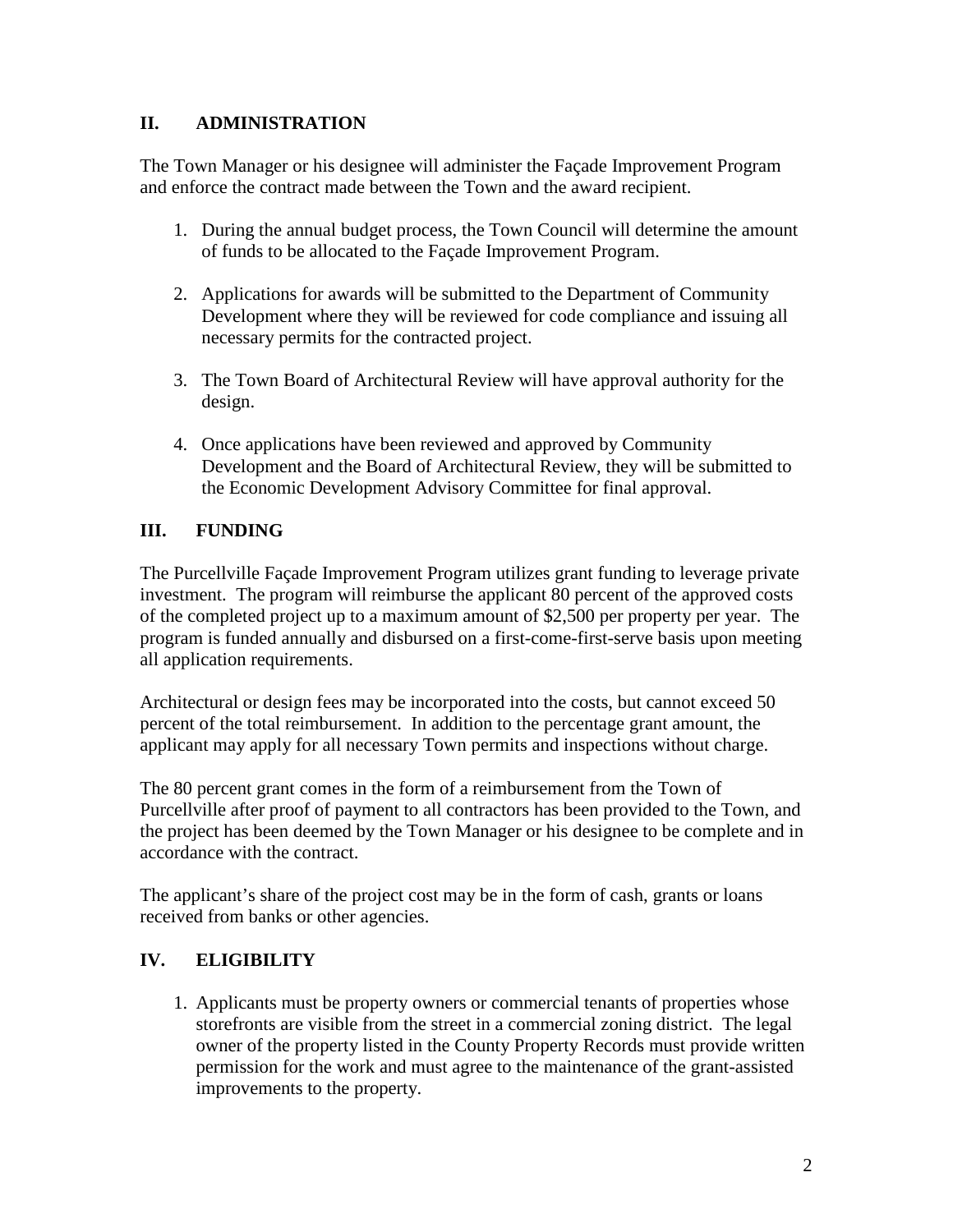## II. ADMINISTRATION

The Town Manager or his designee will administer the Façade Improvement Program and enforce the contract made between the Town and the award recipient.

1. During the annual budget process, the Town Council will determine the amount of funds to be allocated to the Façade Improvement Program.
2. Applications for awards will be submitted to the Department of Community Development where they will be reviewed for code compliance and issuing all necessary permits for the contracted project.
3. The Town Board of Architectural Review will have approval authority for the design.
4. Once applications have been reviewed and approved by Community Development and the Board of Architectural Review, they will be submitted to the Economic Development Advisory Committee for final approval.

## III. FUNDING

The Purcellville Façade Improvement Program utilizes grant funding to leverage private investment. The program will reimburse the applicant 80 percent of the approved costs of the completed project up to a maximum amount of $2,500 per property per year. The program is funded annually and disbursed on a first-come-first-serve basis upon meeting all application requirements.

Architectural or design fees may be incorporated into the costs, but cannot exceed 50 percent of the total reimbursement. In addition to the percentage grant amount, the applicant may apply for all necessary Town permits and inspections without charge.

The 80 percent grant comes in the form of a reimbursement from the Town of Purcellville after proof of payment to all contractors has been provided to the Town, and the project has been deemed by the Town Manager or his designee to be complete and in accordance with the contract.

The applicant's share of the project cost may be in the form of cash, grants or loans received from banks or other agencies.

## IV. ELIGIBILITY

1. Applicants must be property owners or commercial tenants of properties whose storefronts are visible from the street in a commercial zoning district. The legal owner of the property listed in the County Property Records must provide written permission for the work and must agree to the maintenance of the grant-assisted improvements to the property.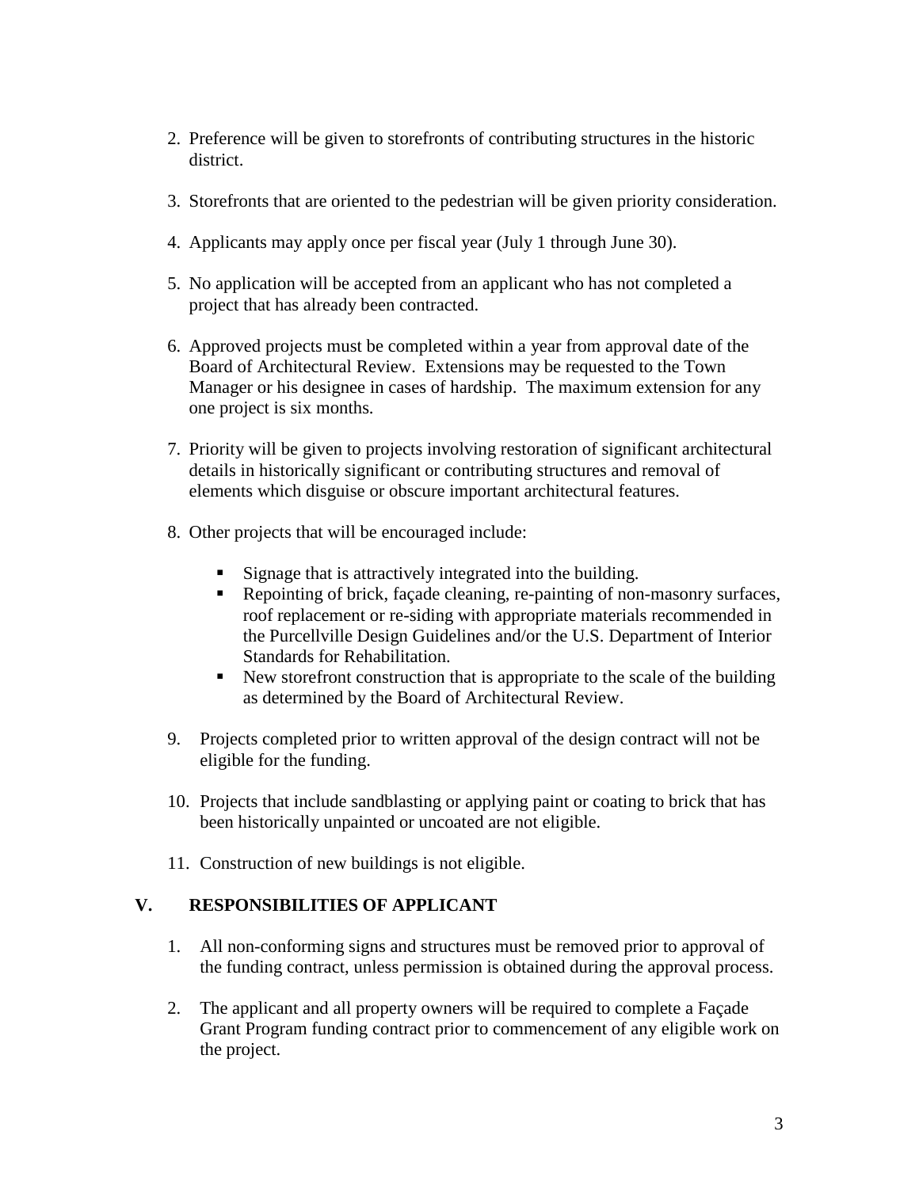2. Preference will be given to storefronts of contributing structures in the historic district.

3. Storefronts that are oriented to the pedestrian will be given priority consideration.

4. Applicants may apply once per fiscal year (July 1 through June 30).

5. No application will be accepted from an applicant who has not completed a project that has already been contracted.

6. Approved projects must be completed within a year from approval date of the Board of Architectural Review. Extensions may be requested to the Town Manager or his designee in cases of hardship. The maximum extension for any one project is six months.

7. Priority will be given to projects involving restoration of significant architectural details in historically significant or contributing structures and removal of elements which disguise or obscure important architectural features.

8. Other projects that will be encouraged include:

   - Signage that is attractively integrated into the building.
   - Repointing of brick, façade cleaning, re-painting of non-masonry surfaces, roof replacement or re-siding with appropriate materials recommended in the Purcellville Design Guidelines and/or the U.S. Department of Interior Standards for Rehabilitation.
   - New storefront construction that is appropriate to the scale of the building as determined by the Board of Architectural Review.

9. Projects completed prior to written approval of the design contract will not be eligible for the funding.

10. Projects that include sandblasting or applying paint or coating to brick that has been historically unpainted or uncoated are not eligible.

11. Construction of new buildings is not eligible.

## V. RESPONSIBILITIES OF APPLICANT

1. All non-conforming signs and structures must be removed prior to approval of the funding contract, unless permission is obtained during the approval process.

2. The applicant and all property owners will be required to complete a Façade Grant Program funding contract prior to commencement of any eligible work on the project.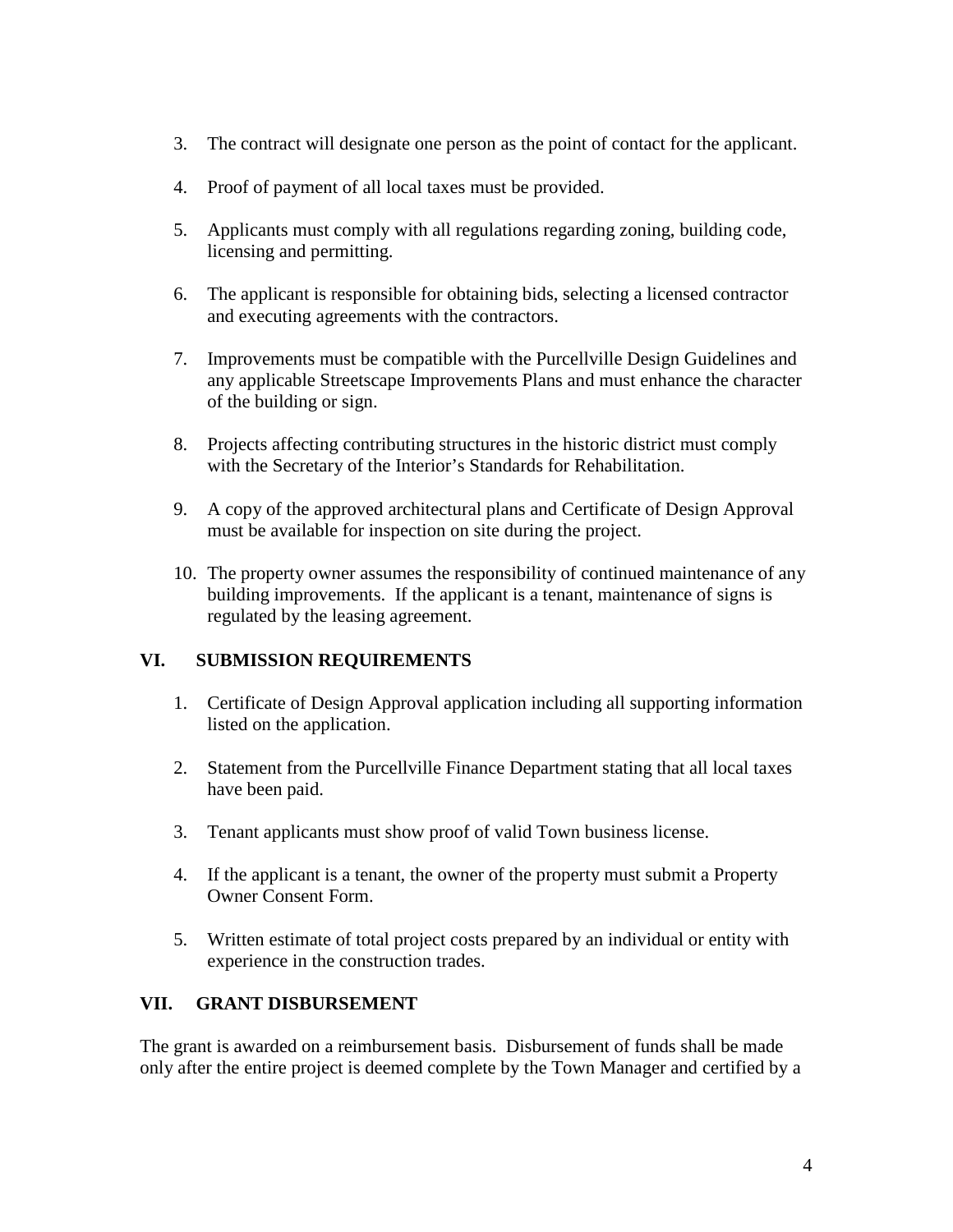3. The contract will designate one person as the point of contact for the applicant.

4. Proof of payment of all local taxes must be provided.

5. Applicants must comply with all regulations regarding zoning, building code, licensing and permitting.

6. The applicant is responsible for obtaining bids, selecting a licensed contractor and executing agreements with the contractors.

7. Improvements must be compatible with the Purcellville Design Guidelines and any applicable Streetscape Improvements Plans and must enhance the character of the building or sign.

8. Projects affecting contributing structures in the historic district must comply with the Secretary of the Interior's Standards for Rehabilitation.

9. A copy of the approved architectural plans and Certificate of Design Approval must be available for inspection on site during the project.

10. The property owner assumes the responsibility of continued maintenance of any building improvements. If the applicant is a tenant, maintenance of signs is regulated by the leasing agreement.

## VI. SUBMISSION REQUIREMENTS

1. Certificate of Design Approval application including all supporting information listed on the application.

2. Statement from the Purcellville Finance Department stating that all local taxes have been paid.

3. Tenant applicants must show proof of valid Town business license.

4. If the applicant is a tenant, the owner of the property must submit a Property Owner Consent Form.

5. Written estimate of total project costs prepared by an individual or entity with experience in the construction trades.

## VII. GRANT DISBURSEMENT

The grant is awarded on a reimbursement basis. Disbursement of funds shall be made only after the entire project is deemed complete by the Town Manager and certified by a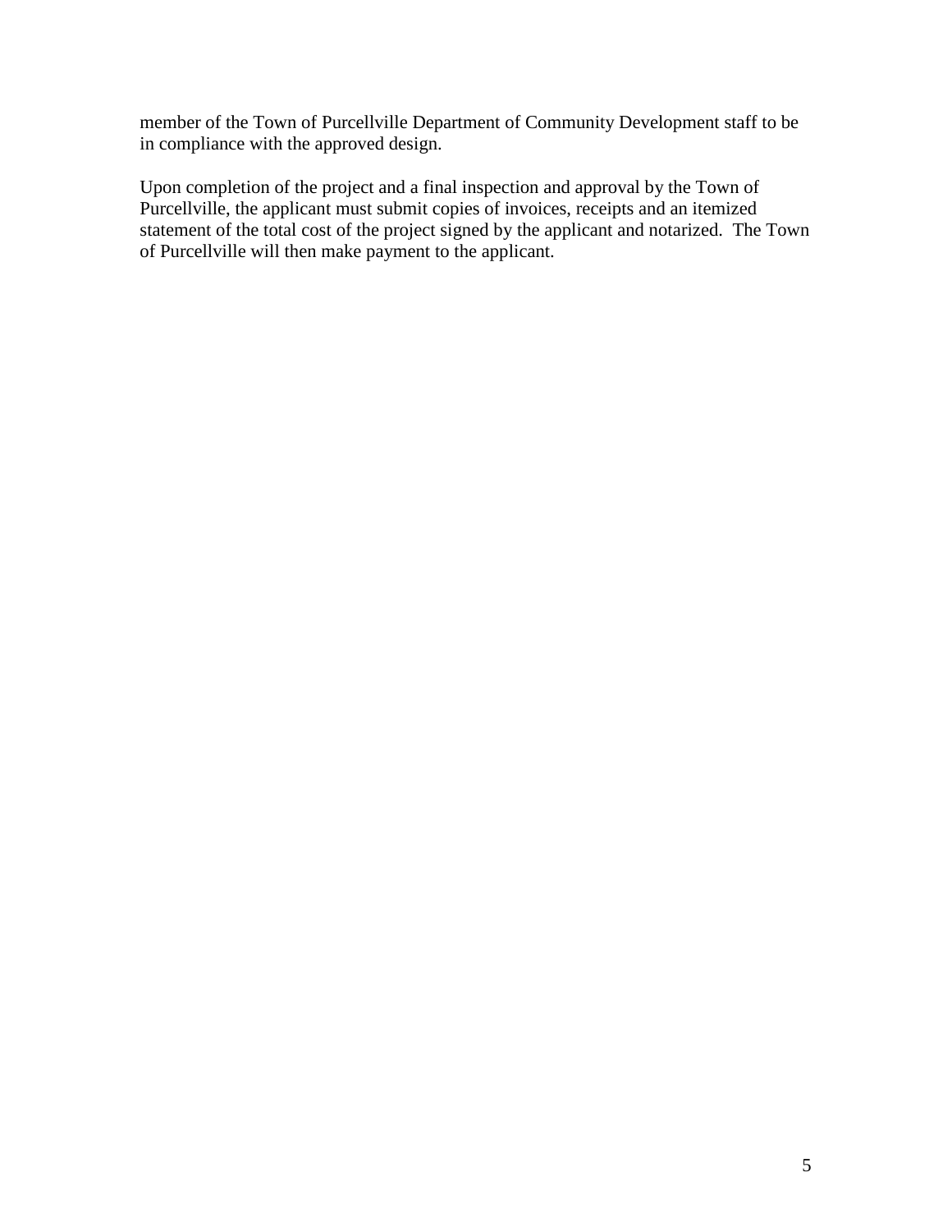member of the Town of Purcellville Department of Community Development staff to be in compliance with the approved design.

Upon completion of the project and a final inspection and approval by the Town of Purcellville, the applicant must submit copies of invoices, receipts and an itemized statement of the total cost of the project signed by the applicant and notarized. The Town of Purcellville will then make payment to the applicant.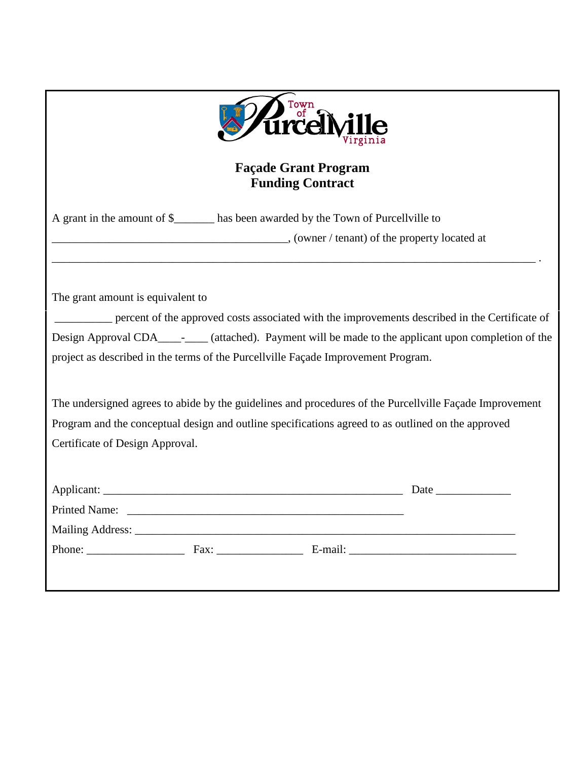Town of Purcellville Virginia

## Façade Grant Program
## Funding Contract

A grant in the amount of $_______ has been awarded by the Town of Purcellville to _________________________________________, (owner / tenant) of the property located at _____________________________________________________________________________________ .

The grant amount is equivalent to __________ percent of the approved costs associated with the improvements described in the Certificate of Design Approval CDA____-____ (attached). Payment will be made to the applicant upon completion of the project as described in the terms of the Purcellville Façade Improvement Program.

The undersigned agrees to abide by the guidelines and procedures of the Purcellville Façade Improvement Program and the conceptual design and outline specifications agreed to as outlined on the approved Certificate of Design Approval.

Applicant: ____________________________________________________ Date _____________

Printed Name: _________________________________________________

Mailing Address: ____________________________________________________________________

Phone: _________________ Fax: _______________ E-mail: _____________________________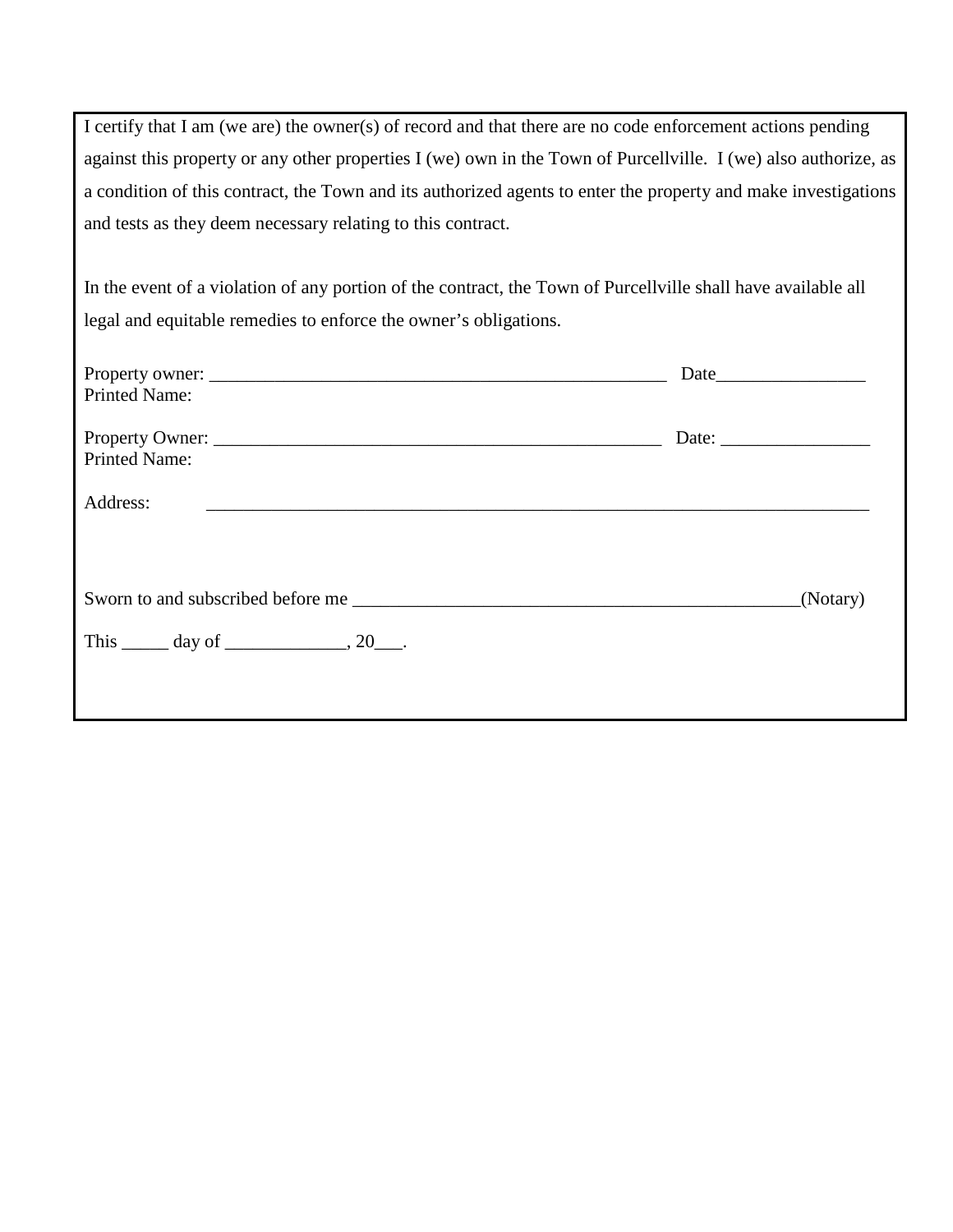I certify that I am (we are) the owner(s) of record and that there are no code enforcement actions pending against this property or any other properties I (we) own in the Town of Purcellville. I (we) also authorize, as a condition of this contract, the Town and its authorized agents to enter the property and make investigations and tests as they deem necessary relating to this contract.

In the event of a violation of any portion of the contract, the Town of Purcellville shall have available all legal and equitable remedies to enforce the owner's obligations.

Property owner: ___________________________________________________ Date________________
Printed Name:

Property Owner: __________________________________________________ Date: ________________
Printed Name:

Address: ________________________________________________________________________

Sworn to and subscribed before me ________________________________________________(Notary)

This _____ day of _____________, 20___.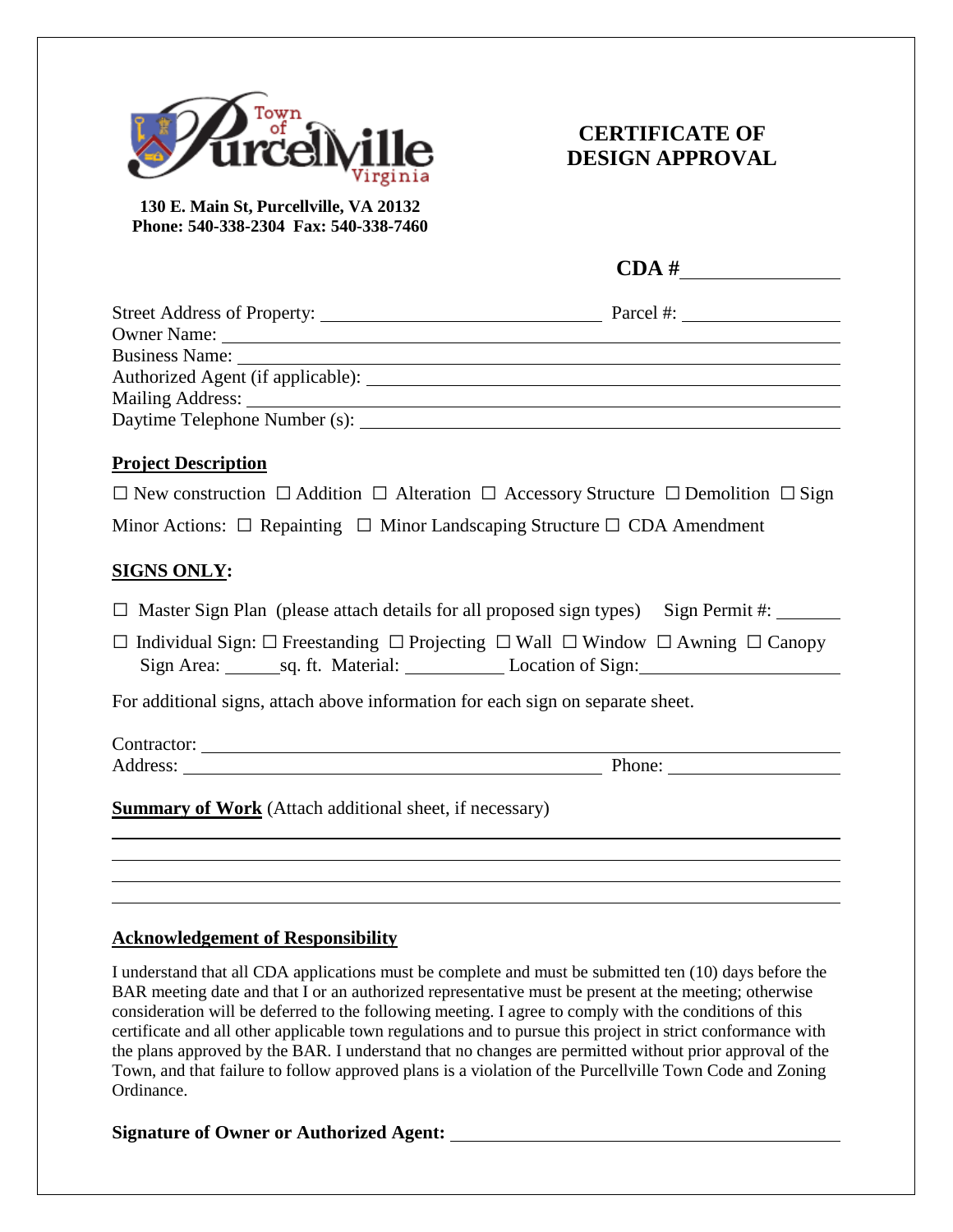130 E. Main St, Purcellville, VA 20132
Phone: 540-338-2304 Fax: 540-338-7460

# CERTIFICATE OF DESIGN APPROVAL

**CDA #** ______________

Street Address of Property: ______________________________ Parcel #: ______________
Owner Name: ______________________________
Business Name: ______________________________
Authorized Agent (if applicable): ______________________________
Mailing Address: ______________________________
Daytime Telephone Number (s): ______________________________

## Project Description

☐ New construction ☐ Addition ☐ Alteration ☐ Accessory Structure ☐ Demolition ☐ Sign

Minor Actions: ☐ Repainting ☐ Minor Landscaping Structure ☐ CDA Amendment

## SIGNS ONLY:

☐ Master Sign Plan (please attach details for all proposed sign types) Sign Permit #: ______

☐ Individual Sign: ☐ Freestanding ☐ Projecting ☐ Wall ☐ Window ☐ Awning ☐ Canopy
Sign Area: ______sq. ft. Material: __________ Location of Sign: __________________

For additional signs, attach above information for each sign on separate sheet.

Contractor: ______________________________
Address: ______________________________ Phone: ______________

**Summary of Work** (Attach additional sheet, if necessary)

______________________________________________________________________

______________________________________________________________________

______________________________________________________________________

______________________________________________________________________

## Acknowledgement of Responsibility

I understand that all CDA applications must be complete and must be submitted ten (10) days before the BAR meeting date and that I or an authorized representative must be present at the meeting; otherwise consideration will be deferred to the following meeting. I agree to comply with the conditions of this certificate and all other applicable town regulations and to pursue this project in strict conformance with the plans approved by the BAR. I understand that no changes are permitted without prior approval of the Town, and that failure to follow approved plans is a violation of the Purcellville Town Code and Zoning Ordinance.

**Signature of Owner or Authorized Agent:** ______________________________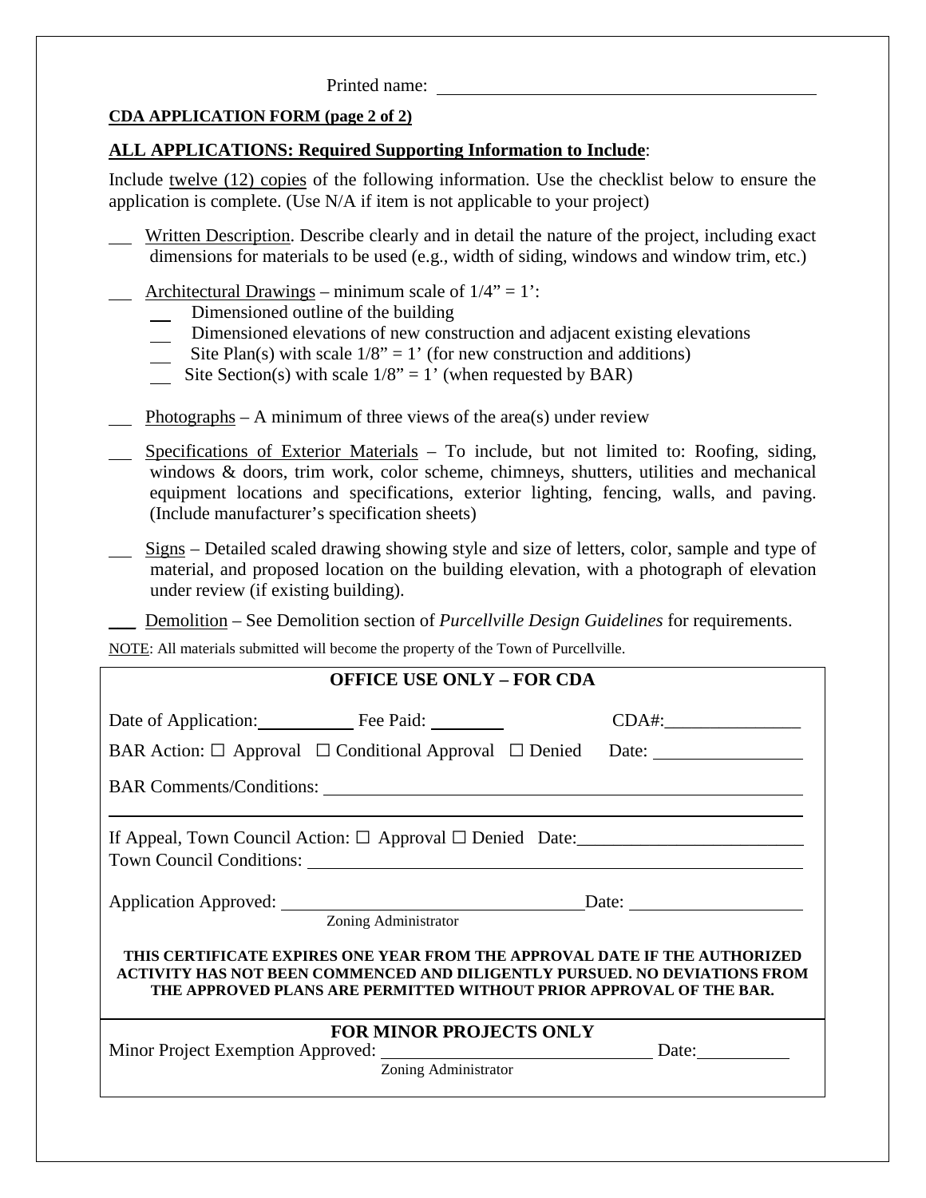Printed name: ______________________________

**CDA APPLICATION FORM (page 2 of 2)**

**ALL APPLICATIONS: Required Supporting Information to Include**:

Include twelve (12) copies of the following information. Use the checklist below to ensure the application is complete. (Use N/A if item is not applicable to your project)

___ Written Description. Describe clearly and in detail the nature of the project, including exact dimensions for materials to be used (e.g., width of siding, windows and window trim, etc.)

___ Architectural Drawings – minimum scale of 1/4" = 1':
- ___ Dimensioned outline of the building
- ___ Dimensioned elevations of new construction and adjacent existing elevations
- ___ Site Plan(s) with scale 1/8" = 1' (for new construction and additions)
- ___ Site Section(s) with scale 1/8" = 1' (when requested by BAR)

___ Photographs – A minimum of three views of the area(s) under review

___ Specifications of Exterior Materials – To include, but not limited to: Roofing, siding, windows & doors, trim work, color scheme, chimneys, shutters, utilities and mechanical equipment locations and specifications, exterior lighting, fencing, walls, and paving. (Include manufacturer's specification sheets)

___ Signs – Detailed scaled drawing showing style and size of letters, color, sample and type of material, and proposed location on the building elevation, with a photograph of elevation under review (if existing building).

___ Demolition – See Demolition section of *Purcellville Design Guidelines* for requirements.

NOTE: All materials submitted will become the property of the Town of Purcellville.

**OFFICE USE ONLY – FOR CDA**

Date of Application:__________ Fee Paid: ________ CDA#:______________

BAR Action: ☐ Approval ☐ Conditional Approval ☐ Denied Date: ______________

BAR Comments/Conditions: ______________________________

______________________________

If Appeal, Town Council Action: ☐ Approval ☐ Denied Date:______________________

Town Council Conditions: ______________________________

Application Approved: ______________________________ Date: ______________
Zoning Administrator

**THIS CERTIFICATE EXPIRES ONE YEAR FROM THE APPROVAL DATE IF THE AUTHORIZED ACTIVITY HAS NOT BEEN COMMENCED AND DILIGENTLY PURSUED. NO DEVIATIONS FROM THE APPROVED PLANS ARE PERMITTED WITHOUT PRIOR APPROVAL OF THE BAR.**

**FOR MINOR PROJECTS ONLY**

Minor Project Exemption Approved: ______________________________ Date:__________
Zoning Administrator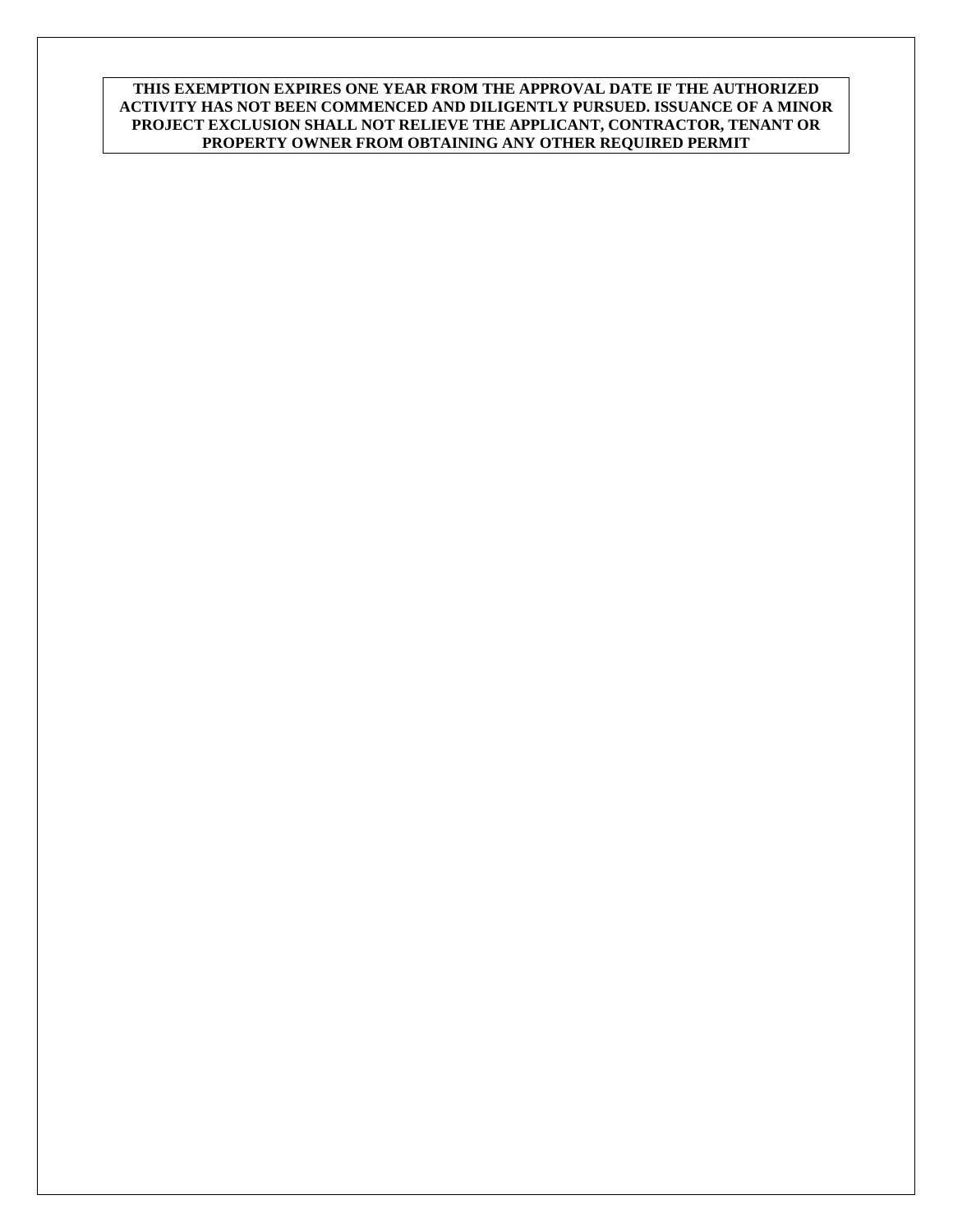**THIS EXEMPTION EXPIRES ONE YEAR FROM THE APPROVAL DATE IF THE AUTHORIZED ACTIVITY HAS NOT BEEN COMMENCED AND DILIGENTLY PURSUED. ISSUANCE OF A MINOR PROJECT EXCLUSION SHALL NOT RELIEVE THE APPLICANT, CONTRACTOR, TENANT OR PROPERTY OWNER FROM OBTAINING ANY OTHER REQUIRED PERMIT**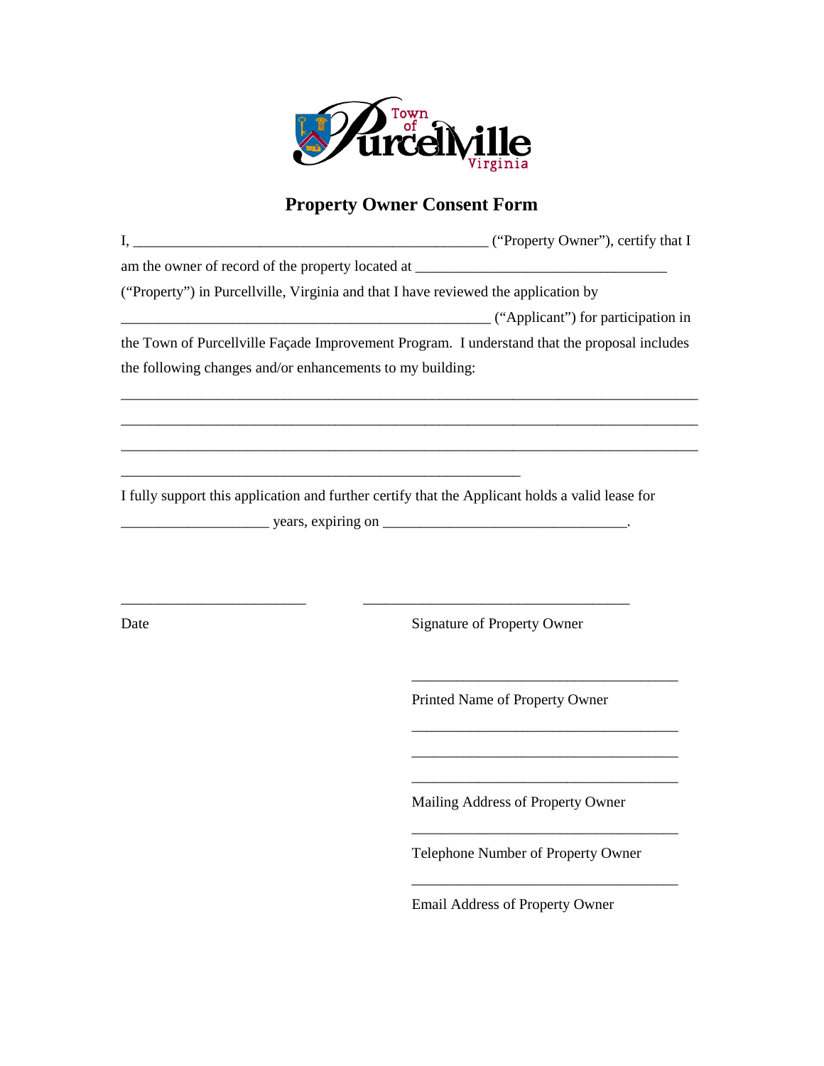Town of Purcellville Virginia

# Property Owner Consent Form

I, _______________________________________________ ("Property Owner"), certify that I am the owner of record of the property located at _________________________________ ("Property") in Purcellville, Virginia and that I have reviewed the application by _______________________________________________ ("Applicant") for participation in the Town of Purcellville Façade Improvement Program. I understand that the proposal includes the following changes and/or enhancements to my building:

_____________________________________________________________________________

_____________________________________________________________________________

_____________________________________________________________________________

_____________________________________________________

I fully support this application and further certify that the Applicant holds a valid lease for ____________________ years, expiring on ________________________________.

________________________ ___________________________________

Date Signature of Property Owner

___________________________________

Printed Name of Property Owner

___________________________________

___________________________________

___________________________________

Mailing Address of Property Owner

___________________________________

Telephone Number of Property Owner

___________________________________

Email Address of Property Owner